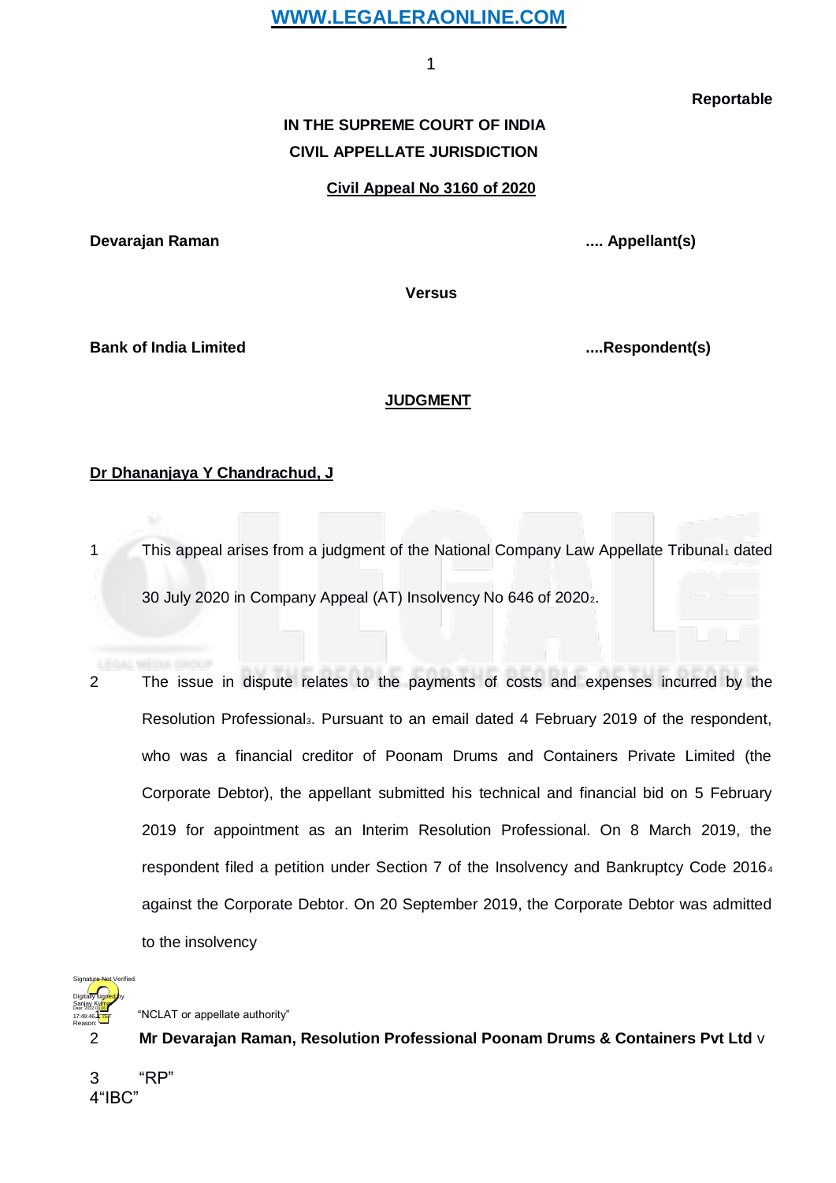Reportable

**IN THE SUPREME COURT OF INDIA**
**CIVIL APPELLATE JURISDICTION**

**Civil Appeal No 3160 of 2020**

**Devarajan Raman** .... **Appellant(s)**

**Versus**

**Bank of India Limited** ....**Respondent(s)**

**JUDGMENT**

**Dr Dhananjaya Y Chandrachud, J**

1 This appeal arises from a judgment of the National Company Law Appellate Tribunal[1] dated 30 July 2020 in Company Appeal (AT) Insolvency No 646 of 2020[2].

2 The issue in dispute relates to the payments of costs and expenses incurred by the Resolution Professional[3]. Pursuant to an email dated 4 February 2019 of the respondent, who was a financial creditor of Poonam Drums and Containers Private Limited (the Corporate Debtor), the appellant submitted his technical and financial bid on 5 February 2019 for appointment as an Interim Resolution Professional. On 8 March 2019, the respondent filed a petition under Section 7 of the Insolvency and Bankruptcy Code 2016[4] against the Corporate Debtor. On 20 September 2019, the Corporate Debtor was admitted to the insolvency

1 "NCLAT or appellate authority"

2 **Mr Devarajan Raman, Resolution Professional Poonam Drums & Containers Pvt Ltd** v

3 "RP"

4 "IBC"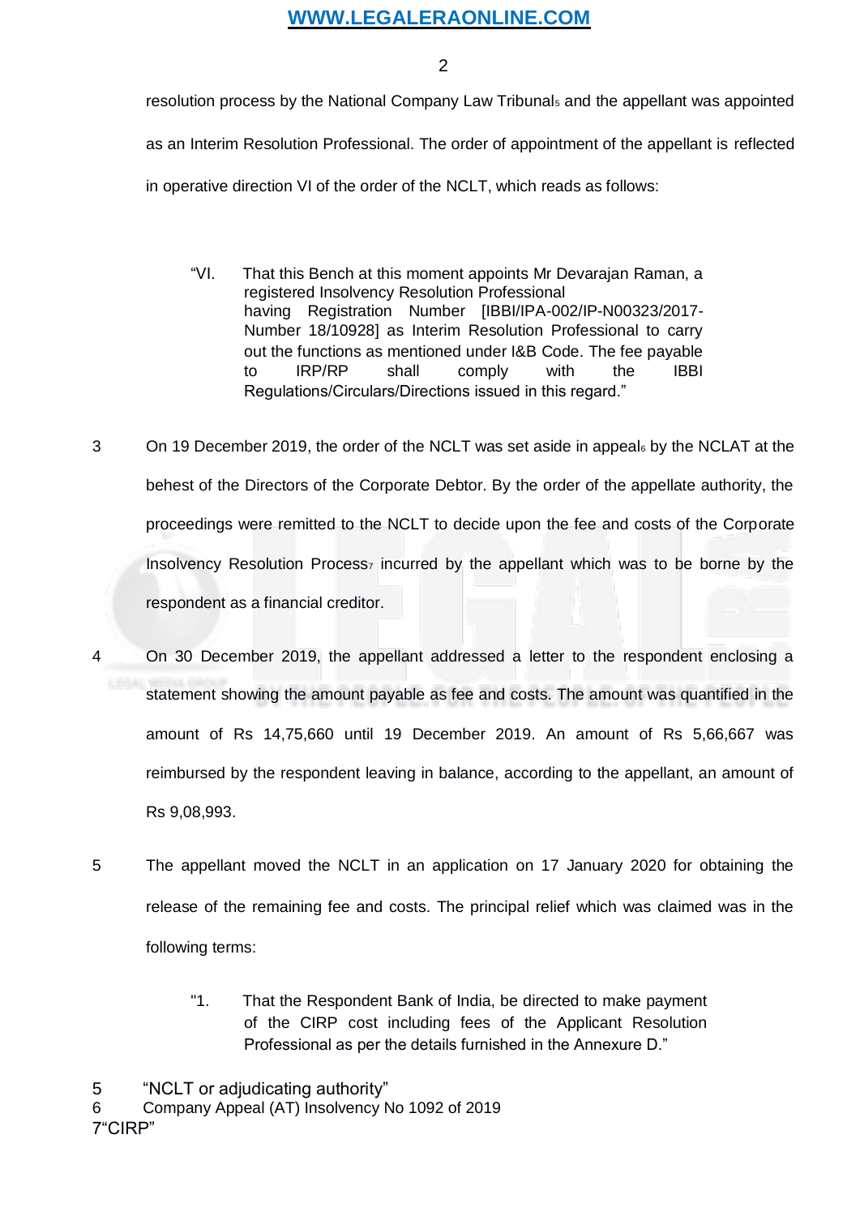resolution process by the National Company Law Tribunal[5] and the appellant was appointed as an Interim Resolution Professional. The order of appointment of the appellant is reflected in operative direction VI of the order of the NCLT, which reads as follows:

> "VI. That this Bench at this moment appoints Mr Devarajan Raman, a registered Insolvency Resolution Professional having Registration Number [IBBI/IPA-002/IP-N00323/2017-Number 18/10928] as Interim Resolution Professional to carry out the functions as mentioned under I&B Code. The fee payable to IRP/RP shall comply with the IBBI Regulations/Circulars/Directions issued in this regard."

3 On 19 December 2019, the order of the NCLT was set aside in appeal[6] by the NCLAT at the behest of the Directors of the Corporate Debtor. By the order of the appellate authority, the proceedings were remitted to the NCLT to decide upon the fee and costs of the Corporate Insolvency Resolution Process[7] incurred by the appellant which was to be borne by the respondent as a financial creditor.

4 On 30 December 2019, the appellant addressed a letter to the respondent enclosing a statement showing the amount payable as fee and costs. The amount was quantified in the amount of Rs 14,75,660 until 19 December 2019. An amount of Rs 5,66,667 was reimbursed by the respondent leaving in balance, according to the appellant, an amount of Rs 9,08,993.

5 The appellant moved the NCLT in an application on 17 January 2020 for obtaining the release of the remaining fee and costs. The principal relief which was claimed was in the following terms:

> "1. That the Respondent Bank of India, be directed to make payment of the CIRP cost including fees of the Applicant Resolution Professional as per the details furnished in the Annexure D."

5 "NCLT or adjudicating authority"
6 Company Appeal (AT) Insolvency No 1092 of 2019
7 "CIRP"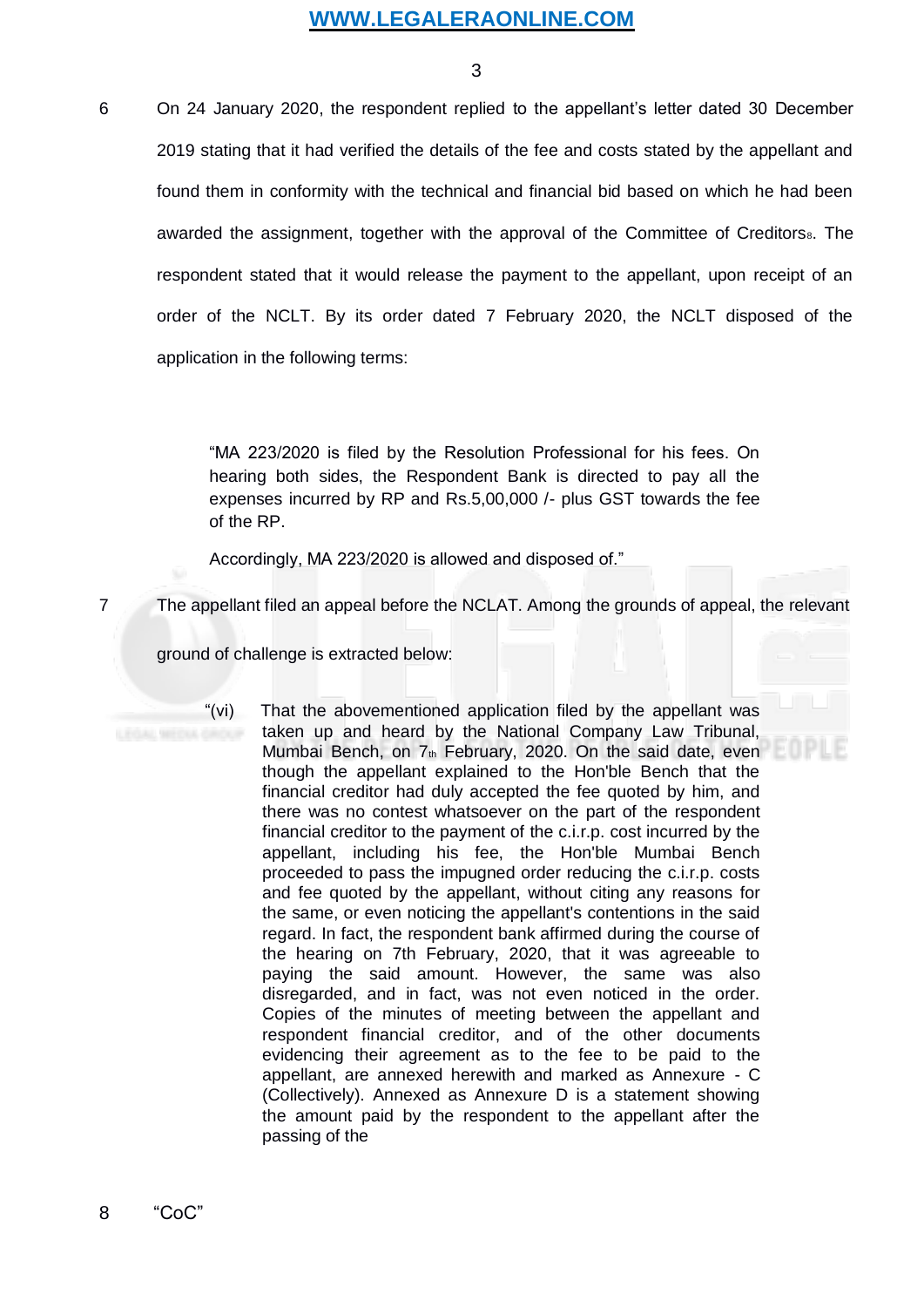6 On 24 January 2020, the respondent replied to the appellant's letter dated 30 December 2019 stating that it had verified the details of the fee and costs stated by the appellant and found them in conformity with the technical and financial bid based on which he had been awarded the assignment, together with the approval of the Committee of Creditors[8]. The respondent stated that it would release the payment to the appellant, upon receipt of an order of the NCLT. By its order dated 7 February 2020, the NCLT disposed of the application in the following terms:

> "MA 223/2020 is filed by the Resolution Professional for his fees. On hearing both sides, the Respondent Bank is directed to pay all the expenses incurred by RP and Rs.5,00,000 /- plus GST towards the fee of the RP.
>
> Accordingly, MA 223/2020 is allowed and disposed of."

7 The appellant filed an appeal before the NCLAT. Among the grounds of appeal, the relevant ground of challenge is extracted below:

> "(vi) That the abovementioned application filed by the appellant was taken up and heard by the National Company Law Tribunal, Mumbai Bench, on 7th February, 2020. On the said date, even though the appellant explained to the Hon'ble Bench that the financial creditor had duly accepted the fee quoted by him, and there was no contest whatsoever on the part of the respondent financial creditor to the payment of the c.i.r.p. cost incurred by the appellant, including his fee, the Hon'ble Mumbai Bench proceeded to pass the impugned order reducing the c.i.r.p. costs and fee quoted by the appellant, without citing any reasons for the same, or even noticing the appellant's contentions in the said regard. In fact, the respondent bank affirmed during the course of the hearing on 7th February, 2020, that it was agreeable to paying the said amount. However, the same was also disregarded, and in fact, was not even noticed in the order. Copies of the minutes of meeting between the appellant and respondent financial creditor, and of the other documents evidencing their agreement as to the fee to be paid to the appellant, are annexed herewith and marked as Annexure - C (Collectively). Annexed as Annexure D is a statement showing the amount paid by the respondent to the appellant after the passing of the

8 "CoC"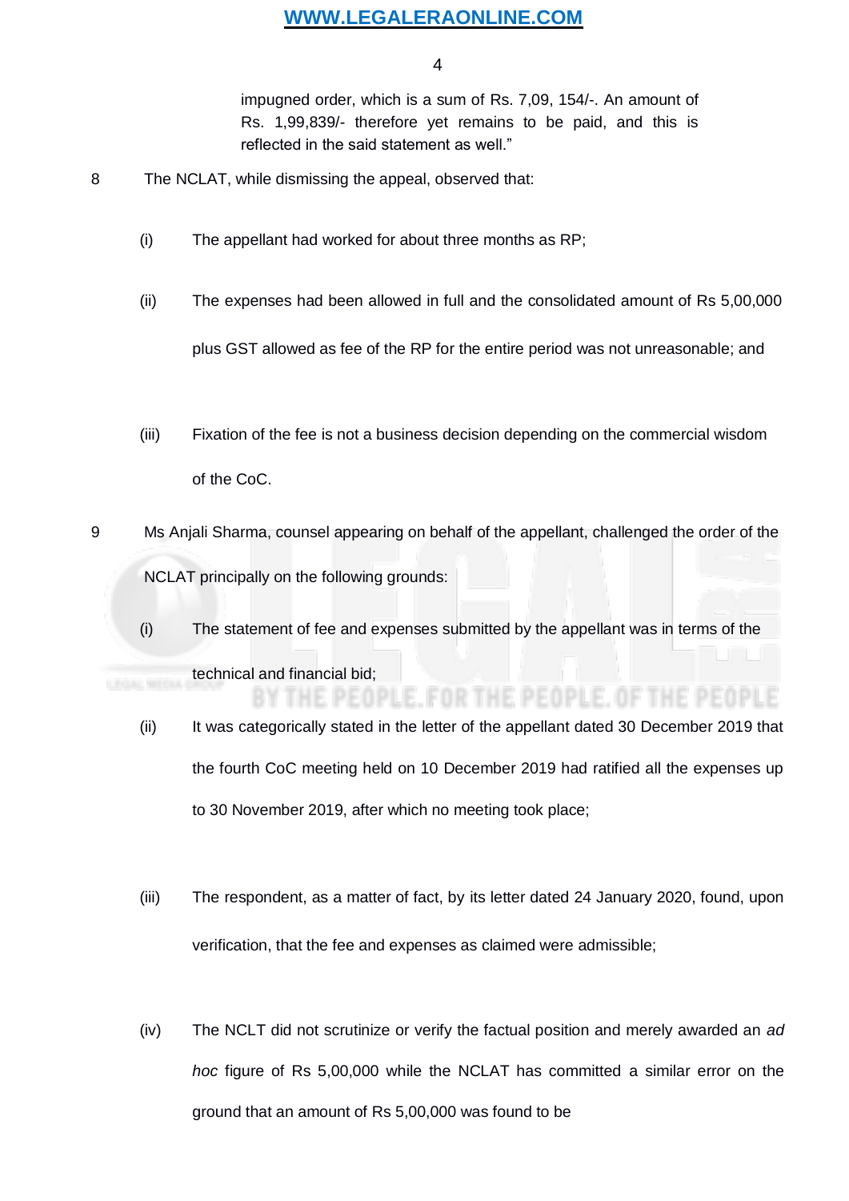> impugned order, which is a sum of Rs. 7,09, 154/-. An amount of Rs. 1,99,839/- therefore yet remains to be paid, and this is reflected in the said statement as well."

8 The NCLAT, while dismissing the appeal, observed that:

(i) The appellant had worked for about three months as RP;

(ii) The expenses had been allowed in full and the consolidated amount of Rs 5,00,000 plus GST allowed as fee of the RP for the entire period was not unreasonable; and

(iii) Fixation of the fee is not a business decision depending on the commercial wisdom of the CoC.

9 Ms Anjali Sharma, counsel appearing on behalf of the appellant, challenged the order of the NCLAT principally on the following grounds:

(i) The statement of fee and expenses submitted by the appellant was in terms of the technical and financial bid;

(ii) It was categorically stated in the letter of the appellant dated 30 December 2019 that the fourth CoC meeting held on 10 December 2019 had ratified all the expenses up to 30 November 2019, after which no meeting took place;

(iii) The respondent, as a matter of fact, by its letter dated 24 January 2020, found, upon verification, that the fee and expenses as claimed were admissible;

(iv) The NCLT did not scrutinize or verify the factual position and merely awarded an *ad hoc* figure of Rs 5,00,000 while the NCLAT has committed a similar error on the ground that an amount of Rs 5,00,000 was found to be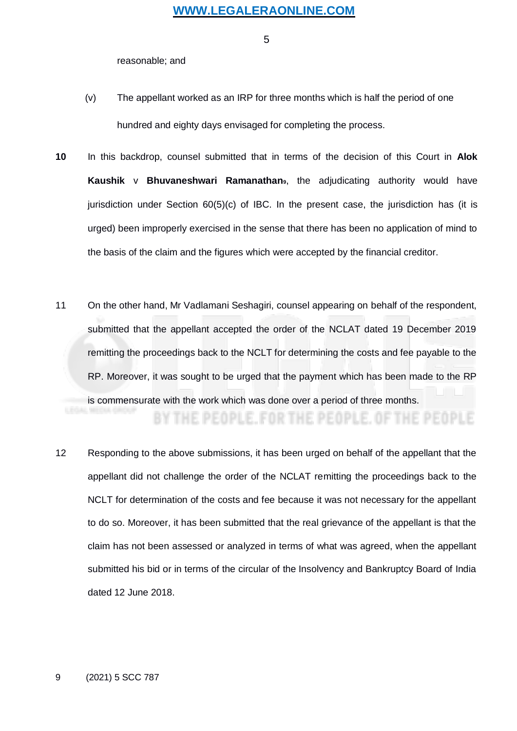reasonable; and

(v) The appellant worked as an IRP for three months which is half the period of one hundred and eighty days envisaged for completing the process.

**10** In this backdrop, counsel submitted that in terms of the decision of this Court in **Alok Kaushik** v **Bhuvaneshwari Ramanathan**[9], the adjudicating authority would have jurisdiction under Section 60(5)(c) of IBC. In the present case, the jurisdiction has (it is urged) been improperly exercised in the sense that there has been no application of mind to the basis of the claim and the figures which were accepted by the financial creditor.

11 On the other hand, Mr Vadlamani Seshagiri, counsel appearing on behalf of the respondent, submitted that the appellant accepted the order of the NCLAT dated 19 December 2019 remitting the proceedings back to the NCLT for determining the costs and fee payable to the RP. Moreover, it was sought to be urged that the payment which has been made to the RP is commensurate with the work which was done over a period of three months.

12 Responding to the above submissions, it has been urged on behalf of the appellant that the appellant did not challenge the order of the NCLAT remitting the proceedings back to the NCLT for determination of the costs and fee because it was not necessary for the appellant to do so. Moreover, it has been submitted that the real grievance of the appellant is that the claim has not been assessed or analyzed in terms of what was agreed, when the appellant submitted his bid or in terms of the circular of the Insolvency and Bankruptcy Board of India dated 12 June 2018.

9 (2021) 5 SCC 787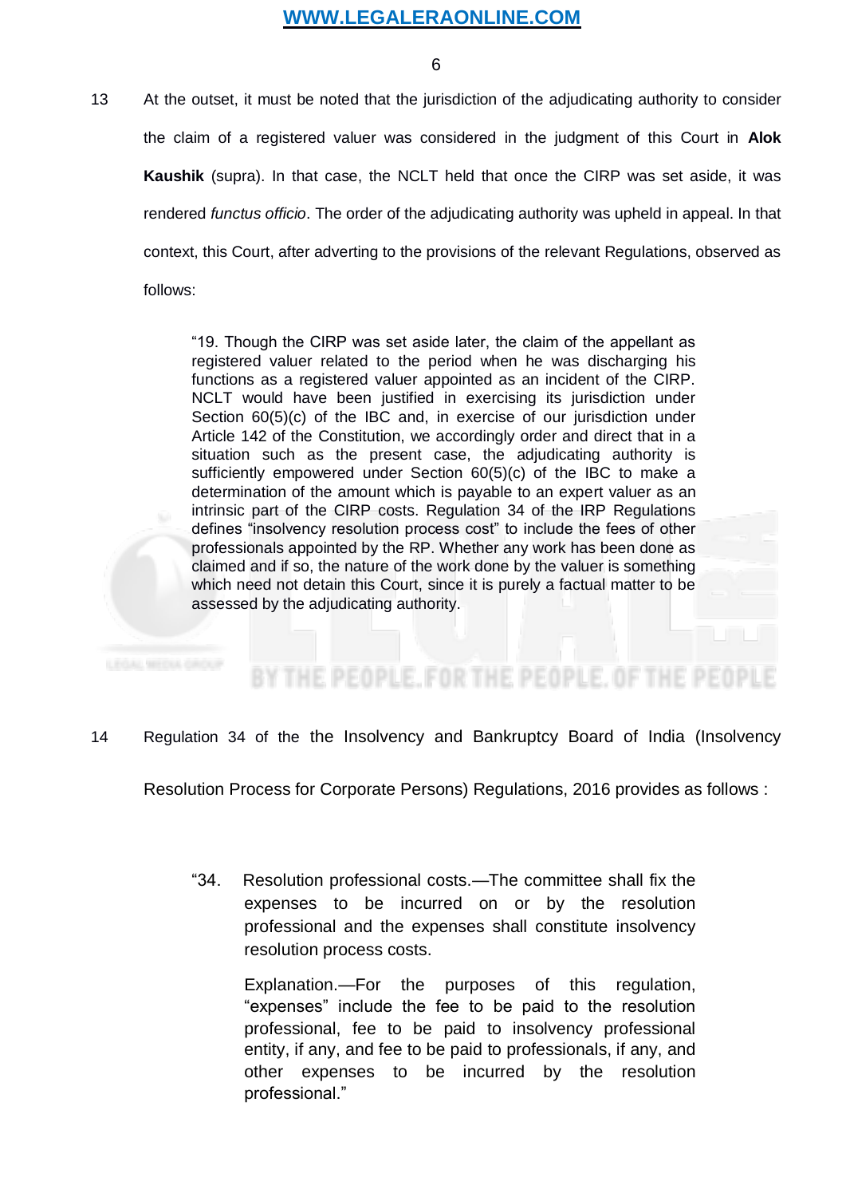13 At the outset, it must be noted that the jurisdiction of the adjudicating authority to consider the claim of a registered valuer was considered in the judgment of this Court in **Alok Kaushik** (supra). In that case, the NCLT held that once the CIRP was set aside, it was rendered *functus officio*. The order of the adjudicating authority was upheld in appeal. In that context, this Court, after adverting to the provisions of the relevant Regulations, observed as follows:

> "19. Though the CIRP was set aside later, the claim of the appellant as registered valuer related to the period when he was discharging his functions as a registered valuer appointed as an incident of the CIRP. NCLT would have been justified in exercising its jurisdiction under Section 60(5)(c) of the IBC and, in exercise of our jurisdiction under Article 142 of the Constitution, we accordingly order and direct that in a situation such as the present case, the adjudicating authority is sufficiently empowered under Section 60(5)(c) of the IBC to make a determination of the amount which is payable to an expert valuer as an intrinsic part of the CIRP costs. Regulation 34 of the IRP Regulations defines "insolvency resolution process cost" to include the fees of other professionals appointed by the RP. Whether any work has been done as claimed and if so, the nature of the work done by the valuer is something which need not detain this Court, since it is purely a factual matter to be assessed by the adjudicating authority.

14 Regulation 34 of the the Insolvency and Bankruptcy Board of India (Insolvency Resolution Process for Corporate Persons) Regulations, 2016 provides as follows :

> "34. Resolution professional costs.—The committee shall fix the expenses to be incurred on or by the resolution professional and the expenses shall constitute insolvency resolution process costs.
>
> Explanation.—For the purposes of this regulation, "expenses" include the fee to be paid to the resolution professional, fee to be paid to insolvency professional entity, if any, and fee to be paid to professionals, if any, and other expenses to be incurred by the resolution professional."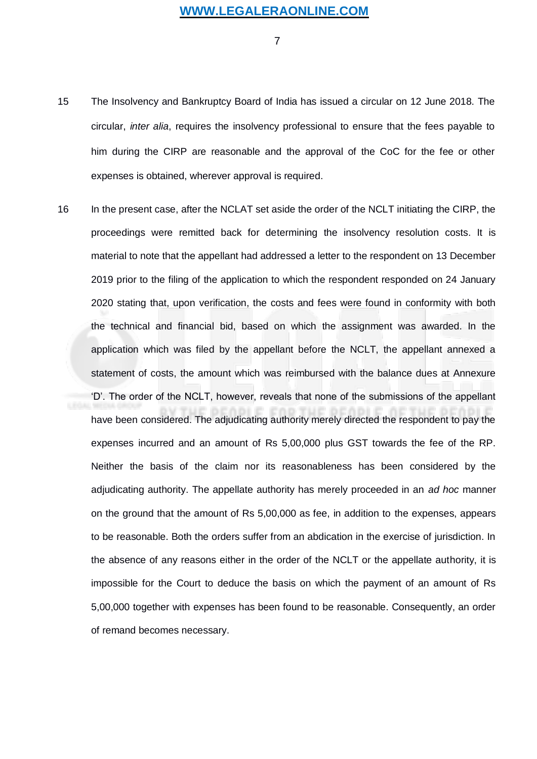15 The Insolvency and Bankruptcy Board of India has issued a circular on 12 June 2018. The circular, *inter alia*, requires the insolvency professional to ensure that the fees payable to him during the CIRP are reasonable and the approval of the CoC for the fee or other expenses is obtained, wherever approval is required.

16 In the present case, after the NCLAT set aside the order of the NCLT initiating the CIRP, the proceedings were remitted back for determining the insolvency resolution costs. It is material to note that the appellant had addressed a letter to the respondent on 13 December 2019 prior to the filing of the application to which the respondent responded on 24 January 2020 stating that, upon verification, the costs and fees were found in conformity with both the technical and financial bid, based on which the assignment was awarded. In the application which was filed by the appellant before the NCLT, the appellant annexed a statement of costs, the amount which was reimbursed with the balance dues at Annexure 'D'. The order of the NCLT, however, reveals that none of the submissions of the appellant have been considered. The adjudicating authority merely directed the respondent to pay the expenses incurred and an amount of Rs 5,00,000 plus GST towards the fee of the RP. Neither the basis of the claim nor its reasonableness has been considered by the adjudicating authority. The appellate authority has merely proceeded in an *ad hoc* manner on the ground that the amount of Rs 5,00,000 as fee, in addition to the expenses, appears to be reasonable. Both the orders suffer from an abdication in the exercise of jurisdiction. In the absence of any reasons either in the order of the NCLT or the appellate authority, it is impossible for the Court to deduce the basis on which the payment of an amount of Rs 5,00,000 together with expenses has been found to be reasonable. Consequently, an order of remand becomes necessary.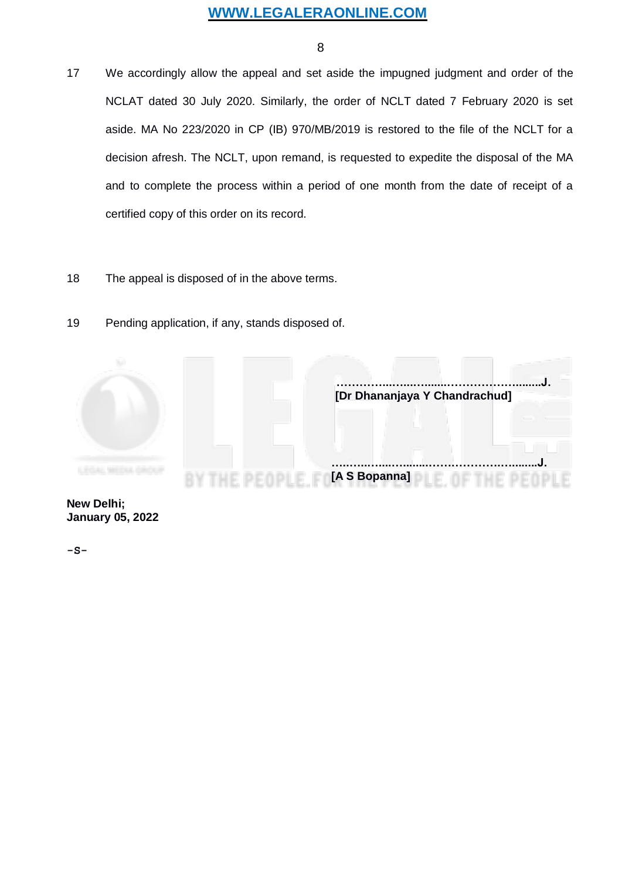17 We accordingly allow the appeal and set aside the impugned judgment and order of the NCLAT dated 30 July 2020. Similarly, the order of NCLT dated 7 February 2020 is set aside. MA No 223/2020 in CP (IB) 970/MB/2019 is restored to the file of the NCLT for a decision afresh. The NCLT, upon remand, is requested to expedite the disposal of the MA and to complete the process within a period of one month from the date of receipt of a certified copy of this order on its record.

18 The appeal is disposed of in the above terms.

19 Pending application, if any, stands disposed of.

…………………………………………………J.
**[Dr Dhananjaya Y Chandrachud]**

…………………………………………………J.
**[A S Bopanna]**

**New Delhi;**
**January 05, 2022**

-S-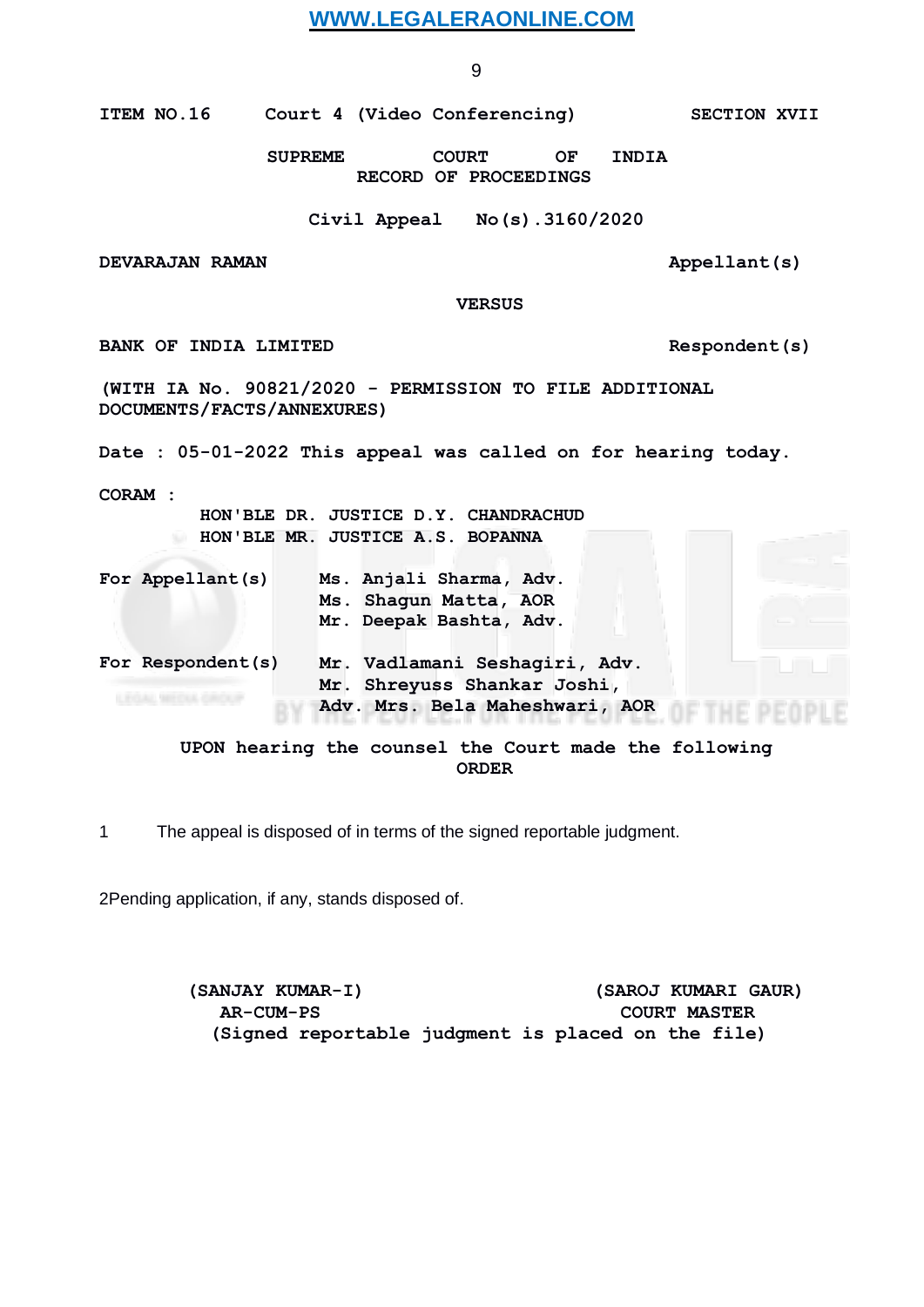ITEM NO.16 Court 4 (Video Conferencing) SECTION XVII

**SUPREME COURT OF INDIA**
**RECORD OF PROCEEDINGS**

**Civil Appeal No(s).3160/2020**

**DEVARAJAN RAMAN** Appellant(s)

**VERSUS**

**BANK OF INDIA LIMITED** Respondent(s)

**(WITH IA No. 90821/2020 - PERMISSION TO FILE ADDITIONAL DOCUMENTS/FACTS/ANNEXURES)**

Date : 05-01-2022 This appeal was called on for hearing today.

CORAM :
HON'BLE DR. JUSTICE D.Y. CHANDRACHUD
HON'BLE MR. JUSTICE A.S. BOPANNA

For Appellant(s) Ms. Anjali Sharma, Adv.
Ms. Shagun Matta, AOR
Mr. Deepak Bashta, Adv.

For Respondent(s) Mr. Vadlamani Seshagiri, Adv.
Mr. Shreyuss Shankar Joshi, Adv.
Mrs. Bela Maheshwari, AOR

UPON hearing the counsel the Court made the following
ORDER

1 The appeal is disposed of in terms of the signed reportable judgment.

2 Pending application, if any, stands disposed of.

(SANJAY KUMAR-I) (SAROJ KUMARI GAUR)
AR-CUM-PS COURT MASTER
(Signed reportable judgment is placed on the file)